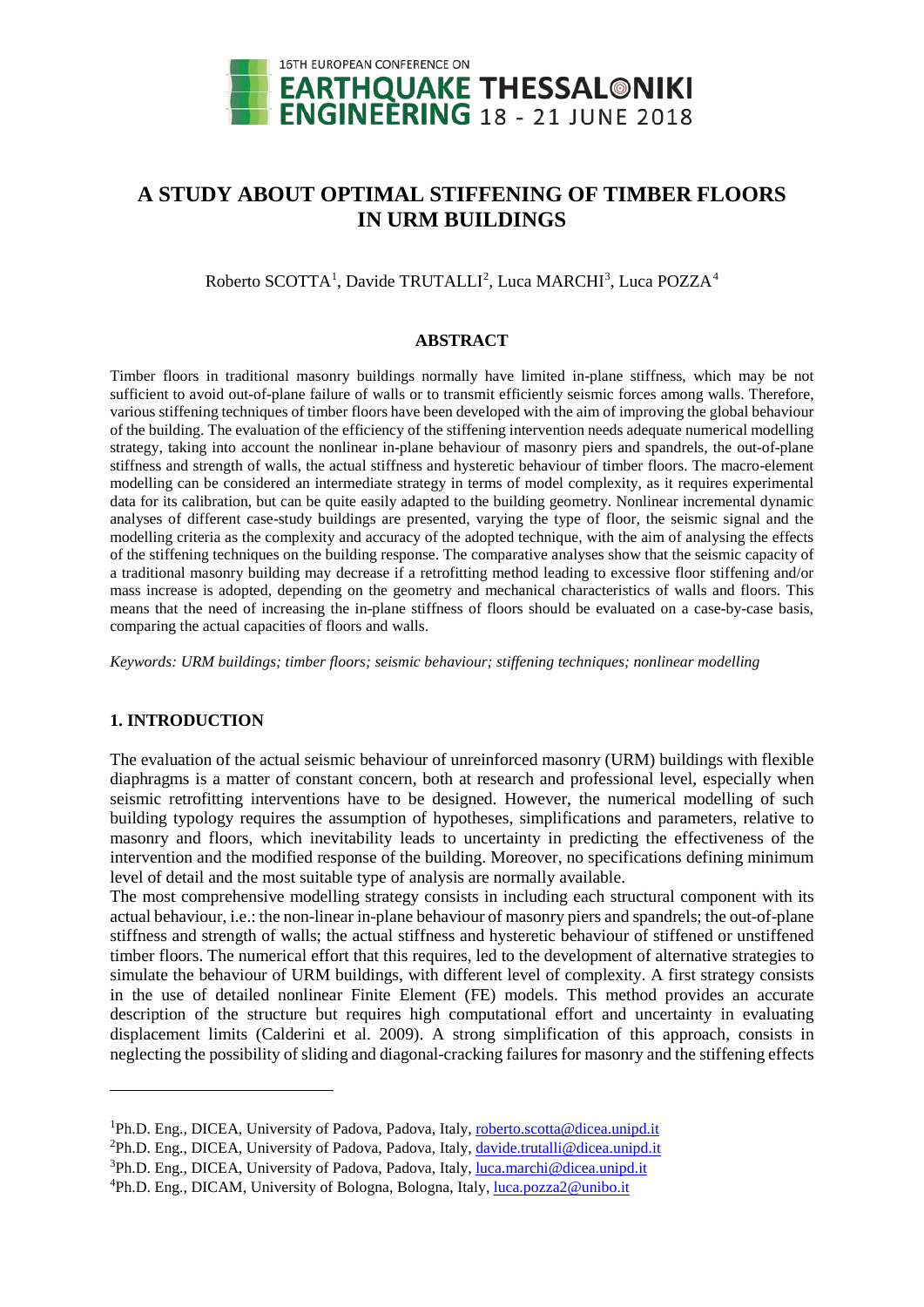# A STUDY ABOUT OPTIMAL STIFFENING OF TIMBER FLOORS IN URM BUILDINGS

Roberto SCOTTA[1], Davide TRUTALLI[2], Luca MARCHI[3], Luca POZZA[4]

## ABSTRACT

Timber floors in traditional masonry buildings normally have limited in-plane stiffness, which may be not sufficient to avoid out-of-plane failure of walls or to transmit efficiently seismic forces among walls. Therefore, various stiffening techniques of timber floors have been developed with the aim of improving the global behaviour of the building. The evaluation of the efficiency of the stiffening intervention needs adequate numerical modelling strategy, taking into account the nonlinear in-plane behaviour of masonry piers and spandrels, the out-of-plane stiffness and strength of walls, the actual stiffness and hysteretic behaviour of timber floors. The macro-element modelling can be considered an intermediate strategy in terms of model complexity, as it requires experimental data for its calibration, but can be quite easily adapted to the building geometry. Nonlinear incremental dynamic analyses of different case-study buildings are presented, varying the type of floor, the seismic signal and the modelling criteria as the complexity and accuracy of the adopted technique, with the aim of analysing the effects of the stiffening techniques on the building response. The comparative analyses show that the seismic capacity of a traditional masonry building may decrease if a retrofitting method leading to excessive floor stiffening and/or mass increase is adopted, depending on the geometry and mechanical characteristics of walls and floors. This means that the need of increasing the in-plane stiffness of floors should be evaluated on a case-by-case basis, comparing the actual capacities of floors and walls.

*Keywords: URM buildings; timber floors; seismic behaviour; stiffening techniques; nonlinear modelling*

## 1. INTRODUCTION

The evaluation of the actual seismic behaviour of unreinforced masonry (URM) buildings with flexible diaphragms is a matter of constant concern, both at research and professional level, especially when seismic retrofitting interventions have to be designed. However, the numerical modelling of such building typology requires the assumption of hypotheses, simplifications and parameters, relative to masonry and floors, which inevitability leads to uncertainty in predicting the effectiveness of the intervention and the modified response of the building. Moreover, no specifications defining minimum level of detail and the most suitable type of analysis are normally available.

The most comprehensive modelling strategy consists in including each structural component with its actual behaviour, i.e.: the non-linear in-plane behaviour of masonry piers and spandrels; the out-of-plane stiffness and strength of walls; the actual stiffness and hysteretic behaviour of stiffened or unstiffened timber floors. The numerical effort that this requires, led to the development of alternative strategies to simulate the behaviour of URM buildings, with different level of complexity. A first strategy consists in the use of detailed nonlinear Finite Element (FE) models. This method provides an accurate description of the structure but requires high computational effort and uncertainty in evaluating displacement limits (Calderini et al. 2009). A strong simplification of this approach, consists in neglecting the possibility of sliding and diagonal-cracking failures for masonry and the stiffening effects

---

[1]Ph.D. Eng., DICEA, University of Padova, Padova, Italy, roberto.scotta@dicea.unipd.it

[2]Ph.D. Eng., DICEA, University of Padova, Padova, Italy, davide.trutalli@dicea.unipd.it

[3]Ph.D. Eng., DICEA, University of Padova, Padova, Italy, luca.marchi@dicea.unipd.it

[4]Ph.D. Eng., DICAM, University of Bologna, Bologna, Italy, luca.pozza2@unibo.it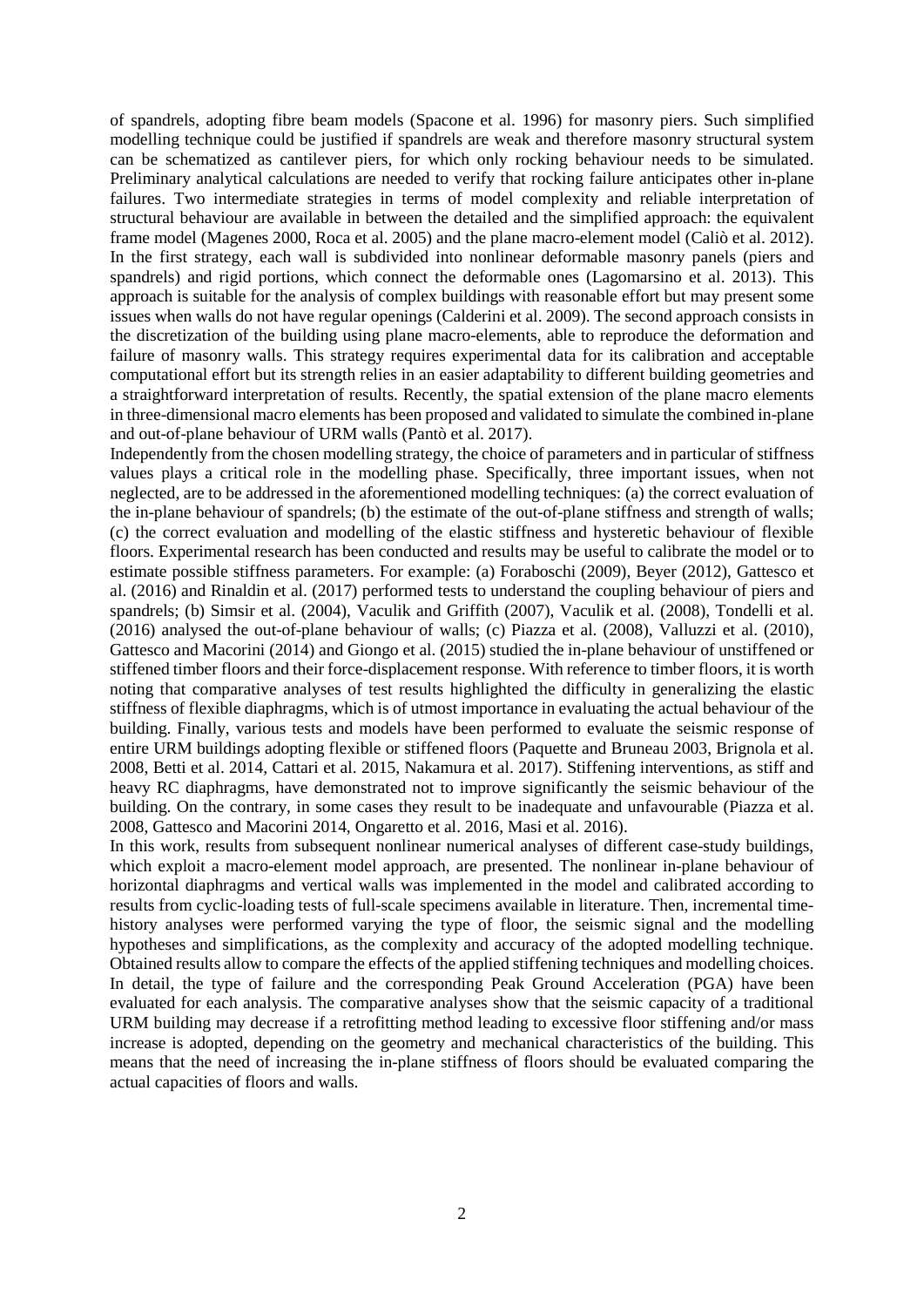of spandrels, adopting fibre beam models (Spacone et al. 1996) for masonry piers. Such simplified modelling technique could be justified if spandrels are weak and therefore masonry structural system can be schematized as cantilever piers, for which only rocking behaviour needs to be simulated. Preliminary analytical calculations are needed to verify that rocking failure anticipates other in-plane failures. Two intermediate strategies in terms of model complexity and reliable interpretation of structural behaviour are available in between the detailed and the simplified approach: the equivalent frame model (Magenes 2000, Roca et al. 2005) and the plane macro-element model (Caliò et al. 2012). In the first strategy, each wall is subdivided into nonlinear deformable masonry panels (piers and spandrels) and rigid portions, which connect the deformable ones (Lagomarsino et al. 2013). This approach is suitable for the analysis of complex buildings with reasonable effort but may present some issues when walls do not have regular openings (Calderini et al. 2009). The second approach consists in the discretization of the building using plane macro-elements, able to reproduce the deformation and failure of masonry walls. This strategy requires experimental data for its calibration and acceptable computational effort but its strength relies in an easier adaptability to different building geometries and a straightforward interpretation of results. Recently, the spatial extension of the plane macro elements in three-dimensional macro elements has been proposed and validated to simulate the combined in-plane and out-of-plane behaviour of URM walls (Pantò et al. 2017).

Independently from the chosen modelling strategy, the choice of parameters and in particular of stiffness values plays a critical role in the modelling phase. Specifically, three important issues, when not neglected, are to be addressed in the aforementioned modelling techniques: (a) the correct evaluation of the in-plane behaviour of spandrels; (b) the estimate of the out-of-plane stiffness and strength of walls; (c) the correct evaluation and modelling of the elastic stiffness and hysteretic behaviour of flexible floors. Experimental research has been conducted and results may be useful to calibrate the model or to estimate possible stiffness parameters. For example: (a) Foraboschi (2009), Beyer (2012), Gattesco et al. (2016) and Rinaldin et al. (2017) performed tests to understand the coupling behaviour of piers and spandrels; (b) Simsir et al. (2004), Vaculik and Griffith (2007), Vaculik et al. (2008), Tondelli et al. (2016) analysed the out-of-plane behaviour of walls; (c) Piazza et al. (2008), Valluzzi et al. (2010), Gattesco and Macorini (2014) and Giongo et al. (2015) studied the in-plane behaviour of unstiffened or stiffened timber floors and their force-displacement response. With reference to timber floors, it is worth noting that comparative analyses of test results highlighted the difficulty in generalizing the elastic stiffness of flexible diaphragms, which is of utmost importance in evaluating the actual behaviour of the building. Finally, various tests and models have been performed to evaluate the seismic response of entire URM buildings adopting flexible or stiffened floors (Paquette and Bruneau 2003, Brignola et al. 2008, Betti et al. 2014, Cattari et al. 2015, Nakamura et al. 2017). Stiffening interventions, as stiff and heavy RC diaphragms, have demonstrated not to improve significantly the seismic behaviour of the building. On the contrary, in some cases they result to be inadequate and unfavourable (Piazza et al. 2008, Gattesco and Macorini 2014, Ongaretto et al. 2016, Masi et al. 2016).

In this work, results from subsequent nonlinear numerical analyses of different case-study buildings, which exploit a macro-element model approach, are presented. The nonlinear in-plane behaviour of horizontal diaphragms and vertical walls was implemented in the model and calibrated according to results from cyclic-loading tests of full-scale specimens available in literature. Then, incremental time-history analyses were performed varying the type of floor, the seismic signal and the modelling hypotheses and simplifications, as the complexity and accuracy of the adopted modelling technique. Obtained results allow to compare the effects of the applied stiffening techniques and modelling choices. In detail, the type of failure and the corresponding Peak Ground Acceleration (PGA) have been evaluated for each analysis. The comparative analyses show that the seismic capacity of a traditional URM building may decrease if a retrofitting method leading to excessive floor stiffening and/or mass increase is adopted, depending on the geometry and mechanical characteristics of the building. This means that the need of increasing the in-plane stiffness of floors should be evaluated comparing the actual capacities of floors and walls.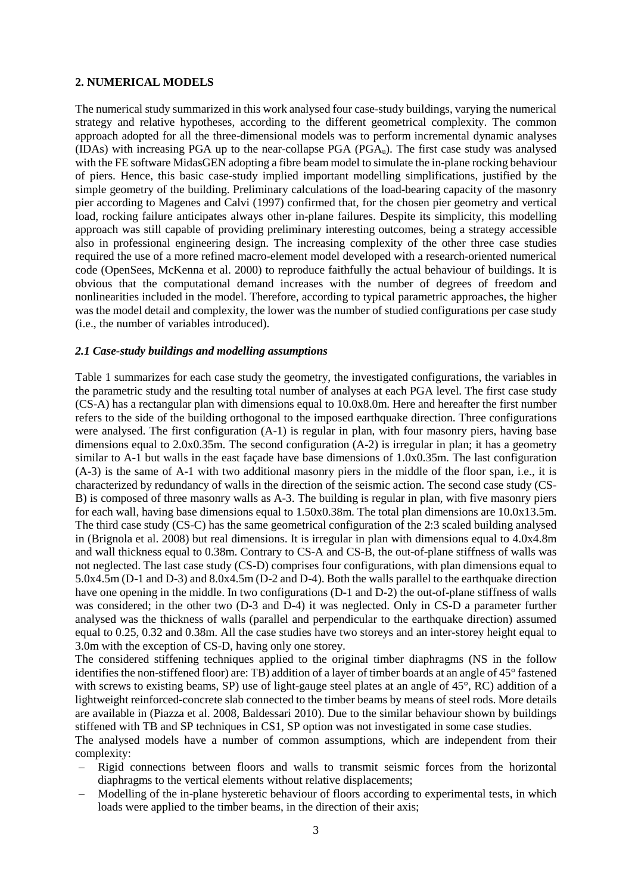## 2. NUMERICAL MODELS

The numerical study summarized in this work analysed four case-study buildings, varying the numerical strategy and relative hypotheses, according to the different geometrical complexity. The common approach adopted for all the three-dimensional models was to perform incremental dynamic analyses (IDAs) with increasing PGA up to the near-collapse PGA ($PGA_u$). The first case study was analysed with the FE software MidasGEN adopting a fibre beam model to simulate the in-plane rocking behaviour of piers. Hence, this basic case-study implied important modelling simplifications, justified by the simple geometry of the building. Preliminary calculations of the load-bearing capacity of the masonry pier according to Magenes and Calvi (1997) confirmed that, for the chosen pier geometry and vertical load, rocking failure anticipates always other in-plane failures. Despite its simplicity, this modelling approach was still capable of providing preliminary interesting outcomes, being a strategy accessible also in professional engineering design. The increasing complexity of the other three case studies required the use of a more refined macro-element model developed with a research-oriented numerical code (OpenSees, McKenna et al. 2000) to reproduce faithfully the actual behaviour of buildings. It is obvious that the computational demand increases with the number of degrees of freedom and nonlinearities included in the model. Therefore, according to typical parametric approaches, the higher was the model detail and complexity, the lower was the number of studied configurations per case study (i.e., the number of variables introduced).

### *2.1 Case-study buildings and modelling assumptions*

Table 1 summarizes for each case study the geometry, the investigated configurations, the variables in the parametric study and the resulting total number of analyses at each PGA level. The first case study (CS-A) has a rectangular plan with dimensions equal to 10.0x8.0m. Here and hereafter the first number refers to the side of the building orthogonal to the imposed earthquake direction. Three configurations were analysed. The first configuration (A-1) is regular in plan, with four masonry piers, having base dimensions equal to 2.0x0.35m. The second configuration (A-2) is irregular in plan; it has a geometry similar to A-1 but walls in the east façade have base dimensions of 1.0x0.35m. The last configuration (A-3) is the same of A-1 with two additional masonry piers in the middle of the floor span, i.e., it is characterized by redundancy of walls in the direction of the seismic action. The second case study (CS-B) is composed of three masonry walls as A-3. The building is regular in plan, with five masonry piers for each wall, having base dimensions equal to 1.50x0.38m. The total plan dimensions are 10.0x13.5m. The third case study (CS-C) has the same geometrical configuration of the 2:3 scaled building analysed in (Brignola et al. 2008) but real dimensions. It is irregular in plan with dimensions equal to 4.0x4.8m and wall thickness equal to 0.38m. Contrary to CS-A and CS-B, the out-of-plane stiffness of walls was not neglected. The last case study (CS-D) comprises four configurations, with plan dimensions equal to 5.0x4.5m (D-1 and D-3) and 8.0x4.5m (D-2 and D-4). Both the walls parallel to the earthquake direction have one opening in the middle. In two configurations (D-1 and D-2) the out-of-plane stiffness of walls was considered; in the other two (D-3 and D-4) it was neglected. Only in CS-D a parameter further analysed was the thickness of walls (parallel and perpendicular to the earthquake direction) assumed equal to 0.25, 0.32 and 0.38m. All the case studies have two storeys and an inter-storey height equal to 3.0m with the exception of CS-D, having only one storey.

The considered stiffening techniques applied to the original timber diaphragms (NS in the follow identifies the non-stiffened floor) are: TB) addition of a layer of timber boards at an angle of 45° fastened with screws to existing beams, SP) use of light-gauge steel plates at an angle of 45°, RC) addition of a lightweight reinforced-concrete slab connected to the timber beams by means of steel rods. More details are available in (Piazza et al. 2008, Baldessari 2010). Due to the similar behaviour shown by buildings stiffened with TB and SP techniques in CS1, SP option was not investigated in some case studies.

The analysed models have a number of common assumptions, which are independent from their complexity:

- Rigid connections between floors and walls to transmit seismic forces from the horizontal diaphragms to the vertical elements without relative displacements;
- Modelling of the in-plane hysteretic behaviour of floors according to experimental tests, in which loads were applied to the timber beams, in the direction of their axis;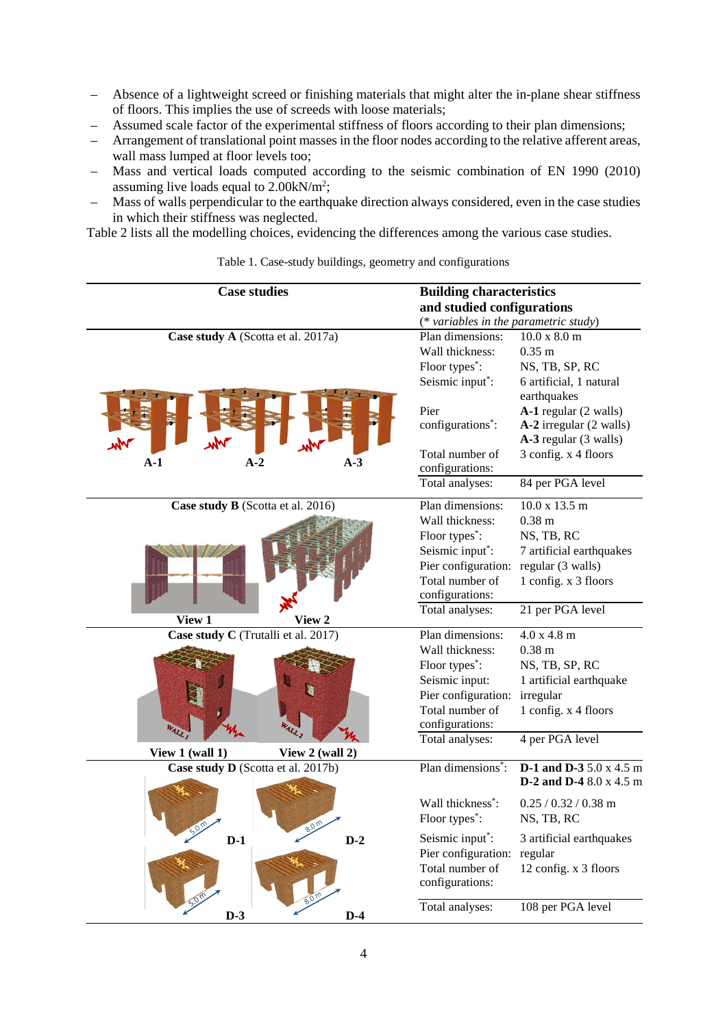- Absence of a lightweight screed or finishing materials that might alter the in-plane shear stiffness of floors. This implies the use of screeds with loose materials;
- Assumed scale factor of the experimental stiffness of floors according to their plan dimensions;
- Arrangement of translational point masses in the floor nodes according to the relative afferent areas, wall mass lumped at floor levels too;
- Mass and vertical loads computed according to the seismic combination of EN 1990 (2010) assuming live loads equal to 2.00kN/m$^2$;
- Mass of walls perpendicular to the earthquake direction always considered, even in the case studies in which their stiffness was neglected.

Table 2 lists all the modelling choices, evidencing the differences among the various case studies.

Table 1. Case-study buildings, geometry and configurations

| Case studies | Building characteristics and studied configurations (* *variables in the parametric study*) | |
|---|---|---|
| **Case study A** (Scotta et al. 2017a) | Plan dimensions: | 10.0 x 8.0 m |
| A-1, A-2, A-3 | Wall thickness: | 0.35 m |
| | Floor types*: | NS, TB, SP, RC |
| | Seismic input*: | 6 artificial, 1 natural earthquakes |
| | Pier configurations*: | **A-1** regular (2 walls) **A-2** irregular (2 walls) **A-3** regular (3 walls) |
| | Total number of configurations: | 3 config. x 4 floors |
| | Total analyses: | 84 per PGA level |
| **Case study B** (Scotta et al. 2016) | Plan dimensions: | 10.0 x 13.5 m |
| View 1, View 2 | Wall thickness: | 0.38 m |
| | Floor types*: | NS, TB, RC |
| | Seismic input*: | 7 artificial earthquakes |
| | Pier configuration: | regular (3 walls) |
| | Total number of configurations: | 1 config. x 3 floors |
| | Total analyses: | 21 per PGA level |
| **Case study C** (Trutalli et al. 2017) | Plan dimensions: | 4.0 x 4.8 m |
| View 1 (wall 1), View 2 (wall 2) | Wall thickness: | 0.38 m |
| | Floor types*: | NS, TB, SP, RC |
| | Seismic input: | 1 artificial earthquake |
| | Pier configuration: | irregular |
| | Total number of configurations: | 1 config. x 4 floors |
| | Total analyses: | 4 per PGA level |
| **Case study D** (Scotta et al. 2017b) | Plan dimensions*: | **D-1 and D-3** 5.0 x 4.5 m **D-2 and D-4** 8.0 x 4.5 m |
| D-1, D-2, D-3, D-4 | Wall thickness*: | 0.25 / 0.32 / 0.38 m |
| | Floor types*: | NS, TB, RC |
| | Seismic input*: | 3 artificial earthquakes |
| | Pier configuration: | regular |
| | Total number of configurations: | 12 config. x 3 floors |
| | Total analyses: | 108 per PGA level |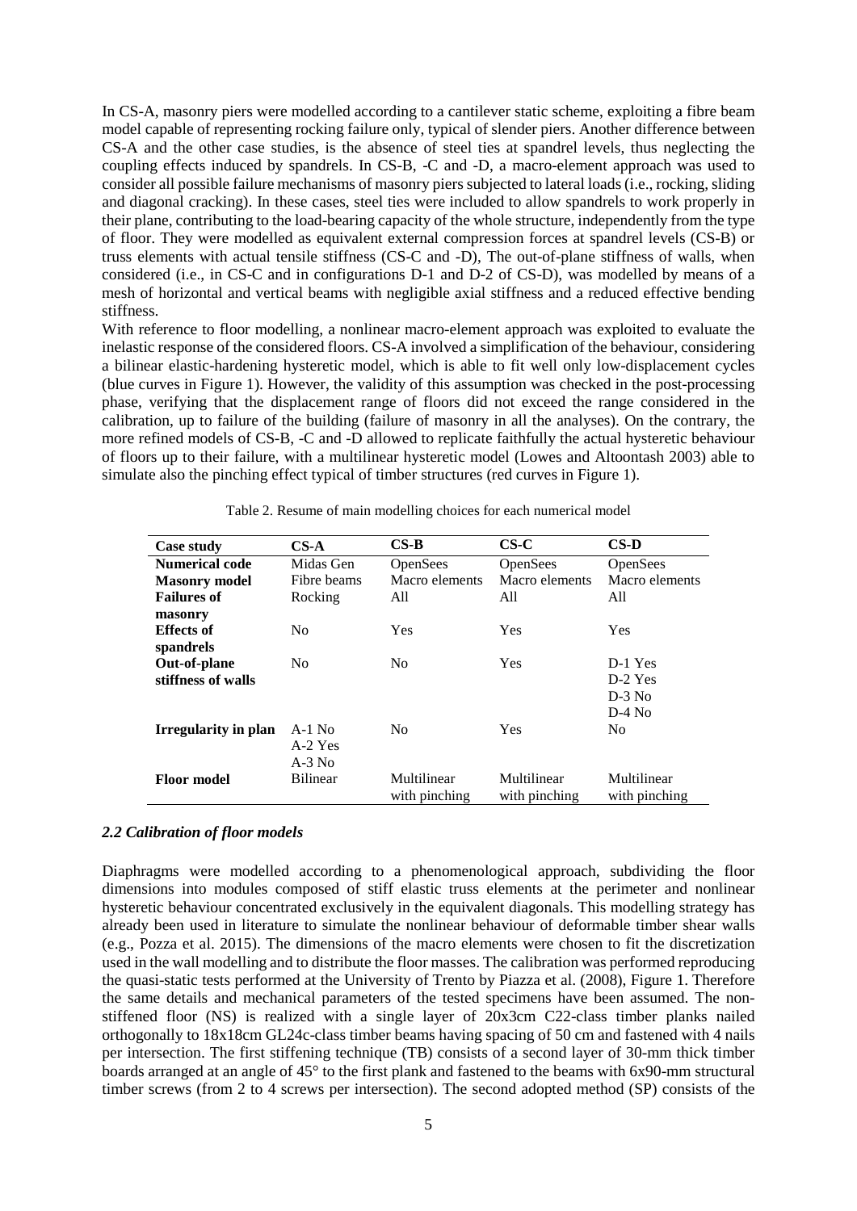In CS-A, masonry piers were modelled according to a cantilever static scheme, exploiting a fibre beam model capable of representing rocking failure only, typical of slender piers. Another difference between CS-A and the other case studies, is the absence of steel ties at spandrel levels, thus neglecting the coupling effects induced by spandrels. In CS-B, -C and -D, a macro-element approach was used to consider all possible failure mechanisms of masonry piers subjected to lateral loads (i.e., rocking, sliding and diagonal cracking). In these cases, steel ties were included to allow spandrels to work properly in their plane, contributing to the load-bearing capacity of the whole structure, independently from the type of floor. They were modelled as equivalent external compression forces at spandrel levels (CS-B) or truss elements with actual tensile stiffness (CS-C and -D), The out-of-plane stiffness of walls, when considered (i.e., in CS-C and in configurations D-1 and D-2 of CS-D), was modelled by means of a mesh of horizontal and vertical beams with negligible axial stiffness and a reduced effective bending stiffness.

With reference to floor modelling, a nonlinear macro-element approach was exploited to evaluate the inelastic response of the considered floors. CS-A involved a simplification of the behaviour, considering a bilinear elastic-hardening hysteretic model, which is able to fit well only low-displacement cycles (blue curves in Figure 1). However, the validity of this assumption was checked in the post-processing phase, verifying that the displacement range of floors did not exceed the range considered in the calibration, up to failure of the building (failure of masonry in all the analyses). On the contrary, the more refined models of CS-B, -C and -D allowed to replicate faithfully the actual hysteretic behaviour of floors up to their failure, with a multilinear hysteretic model (Lowes and Altoontash 2003) able to simulate also the pinching effect typical of timber structures (red curves in Figure 1).

Table 2. Resume of main modelling choices for each numerical model

| Case study | CS-A | CS-B | CS-C | CS-D |
|---|---|---|---|---|
| **Numerical code** | Midas Gen | OpenSees | OpenSees | OpenSees |
| **Masonry model** | Fibre beams | Macro elements | Macro elements | Macro elements |
| **Failures of masonry** | Rocking | All | All | All |
| **Effects of spandrels** | No | Yes | Yes | Yes |
| **Out-of-plane stiffness of walls** | No | No | Yes | D-1 Yes<br>D-2 Yes<br>D-3 No<br>D-4 No |
| **Irregularity in plan** | A-1 No<br>A-2 Yes<br>A-3 No | No | Yes | No |
| **Floor model** | Bilinear | Multilinear with pinching | Multilinear with pinching | Multilinear with pinching |

### *2.2 Calibration of floor models*

Diaphragms were modelled according to a phenomenological approach, subdividing the floor dimensions into modules composed of stiff elastic truss elements at the perimeter and nonlinear hysteretic behaviour concentrated exclusively in the equivalent diagonals. This modelling strategy has already been used in literature to simulate the nonlinear behaviour of deformable timber shear walls (e.g., Pozza et al. 2015). The dimensions of the macro elements were chosen to fit the discretization used in the wall modelling and to distribute the floor masses. The calibration was performed reproducing the quasi-static tests performed at the University of Trento by Piazza et al. (2008), Figure 1. Therefore the same details and mechanical parameters of the tested specimens have been assumed. The non-stiffened floor (NS) is realized with a single layer of 20x3cm C22-class timber planks nailed orthogonally to 18x18cm GL24c-class timber beams having spacing of 50 cm and fastened with 4 nails per intersection. The first stiffening technique (TB) consists of a second layer of 30-mm thick timber boards arranged at an angle of 45° to the first plank and fastened to the beams with 6x90-mm structural timber screws (from 2 to 4 screws per intersection). The second adopted method (SP) consists of the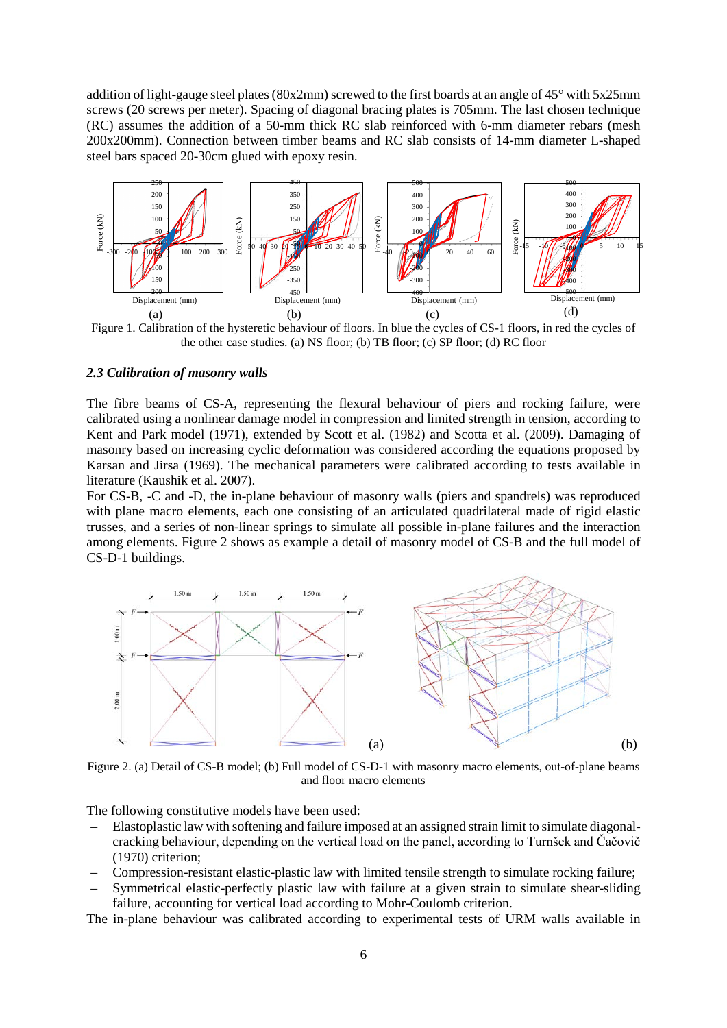addition of light-gauge steel plates (80x2mm) screwed to the first boards at an angle of 45° with 5x25mm screws (20 screws per meter). Spacing of diagonal bracing plates is 705mm. The last chosen technique (RC) assumes the addition of a 50-mm thick RC slab reinforced with 6-mm diameter rebars (mesh 200x200mm). Connection between timber beams and RC slab consists of 14-mm diameter L-shaped steel bars spaced 20-30cm glued with epoxy resin.

Figure 1. Calibration of the hysteretic behaviour of floors. In blue the cycles of CS-1 floors, in red the cycles of the other case studies. (a) NS floor; (b) TB floor; (c) SP floor; (d) RC floor

### *2.3 Calibration of masonry walls*

The fibre beams of CS-A, representing the flexural behaviour of piers and rocking failure, were calibrated using a nonlinear damage model in compression and limited strength in tension, according to Kent and Park model (1971), extended by Scott et al. (1982) and Scotta et al. (2009). Damaging of masonry based on increasing cyclic deformation was considered according the equations proposed by Karsan and Jirsa (1969). The mechanical parameters were calibrated according to tests available in literature (Kaushik et al. 2007).

For CS-B, -C and -D, the in-plane behaviour of masonry walls (piers and spandrels) was reproduced with plane macro elements, each one consisting of an articulated quadrilateral made of rigid elastic trusses, and a series of non-linear springs to simulate all possible in-plane failures and the interaction among elements. Figure 2 shows as example a detail of masonry model of CS-B and the full model of CS-D-1 buildings.

Figure 2. (a) Detail of CS-B model; (b) Full model of CS-D-1 with masonry macro elements, out-of-plane beams and floor macro elements

The following constitutive models have been used:

- Elastoplastic law with softening and failure imposed at an assigned strain limit to simulate diagonal-cracking behaviour, depending on the vertical load on the panel, according to Turnšek and Čačovič (1970) criterion;
- Compression-resistant elastic-plastic law with limited tensile strength to simulate rocking failure;
- Symmetrical elastic-perfectly plastic law with failure at a given strain to simulate shear-sliding failure, accounting for vertical load according to Mohr-Coulomb criterion.

The in-plane behaviour was calibrated according to experimental tests of URM walls available in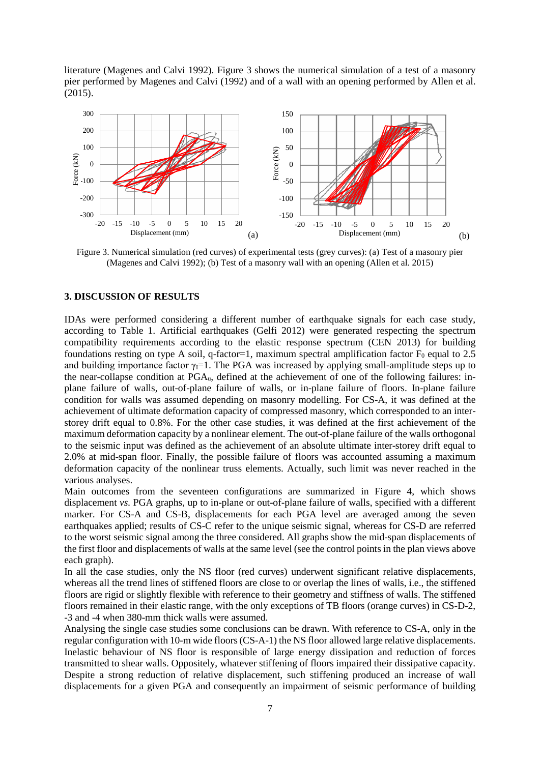literature (Magenes and Calvi 1992). Figure 3 shows the numerical simulation of a test of a masonry pier performed by Magenes and Calvi (1992) and of a wall with an opening performed by Allen et al. (2015).

Figure 3. Numerical simulation (red curves) of experimental tests (grey curves): (a) Test of a masonry pier (Magenes and Calvi 1992); (b) Test of a masonry wall with an opening (Allen et al. 2015)

### 3. DISCUSSION OF RESULTS

IDAs were performed considering a different number of earthquake signals for each case study, according to Table 1. Artificial earthquakes (Gelfi 2012) were generated respecting the spectrum compatibility requirements according to the elastic response spectrum (CEN 2013) for building foundations resting on type A soil, q-factor=1, maximum spectral amplification factor $F_0$ equal to 2.5 and building importance factor $\gamma_I$=1. The PGA was increased by applying small-amplitude steps up to the near-collapse condition at $PGA_u$, defined at the achievement of one of the following failures: in-plane failure of walls, out-of-plane failure of walls, or in-plane failure of floors. In-plane failure condition for walls was assumed depending on masonry modelling. For CS-A, it was defined at the achievement of ultimate deformation capacity of compressed masonry, which corresponded to an inter-storey drift equal to 0.8%. For the other case studies, it was defined at the first achievement of the maximum deformation capacity by a nonlinear element. The out-of-plane failure of the walls orthogonal to the seismic input was defined as the achievement of an absolute ultimate inter-storey drift equal to 2.0% at mid-span floor. Finally, the possible failure of floors was accounted assuming a maximum deformation capacity of the nonlinear truss elements. Actually, such limit was never reached in the various analyses.

Main outcomes from the seventeen configurations are summarized in Figure 4, which shows displacement *vs.* PGA graphs, up to in-plane or out-of-plane failure of walls, specified with a different marker. For CS-A and CS-B, displacements for each PGA level are averaged among the seven earthquakes applied; results of CS-C refer to the unique seismic signal, whereas for CS-D are referred to the worst seismic signal among the three considered. All graphs show the mid-span displacements of the first floor and displacements of walls at the same level (see the control points in the plan views above each graph).

In all the case studies, only the NS floor (red curves) underwent significant relative displacements, whereas all the trend lines of stiffened floors are close to or overlap the lines of walls, i.e., the stiffened floors are rigid or slightly flexible with reference to their geometry and stiffness of walls. The stiffened floors remained in their elastic range, with the only exceptions of TB floors (orange curves) in CS-D-2, -3 and -4 when 380-mm thick walls were assumed.

Analysing the single case studies some conclusions can be drawn. With reference to CS-A, only in the regular configuration with 10-m wide floors (CS-A-1) the NS floor allowed large relative displacements. Inelastic behaviour of NS floor is responsible of large energy dissipation and reduction of forces transmitted to shear walls. Oppositely, whatever stiffening of floors impaired their dissipative capacity. Despite a strong reduction of relative displacement, such stiffening produced an increase of wall displacements for a given PGA and consequently an impairment of seismic performance of building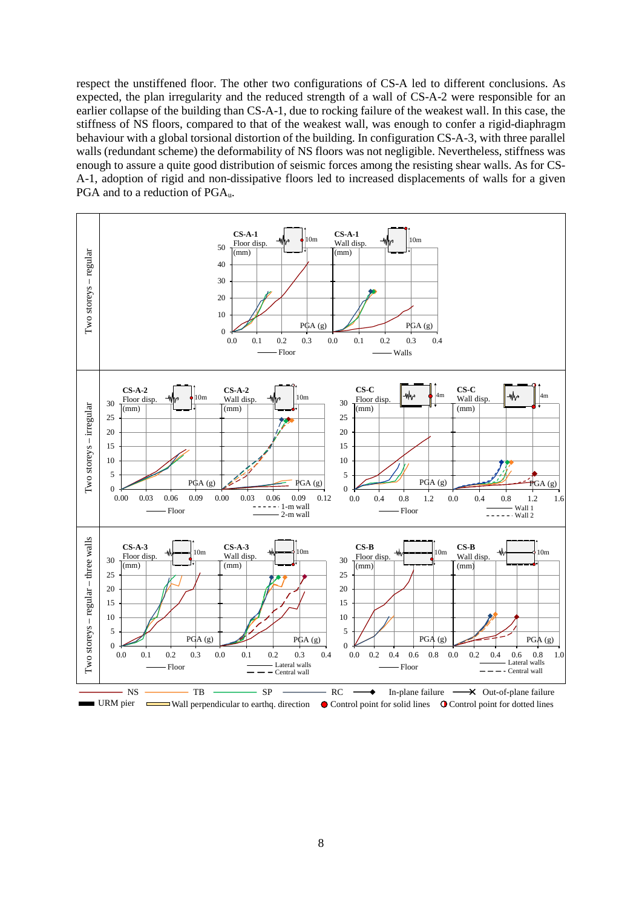respect the unstiffened floor. The other two configurations of CS-A led to different conclusions. As expected, the plan irregularity and the reduced strength of a wall of CS-A-2 were responsible for an earlier collapse of the building than CS-A-1, due to rocking failure of the weakest wall. In this case, the stiffness of NS floors, compared to that of the weakest wall, was enough to confer a rigid-diaphragm behaviour with a global torsional distortion of the building. In configuration CS-A-3, with three parallel walls (redundant scheme) the deformability of NS floors was not negligible. Nevertheless, stiffness was enough to assure a quite good distribution of seismic forces among the resisting shear walls. As for CS-A-1, adoption of rigid and non-dissipative floors led to increased displacements of walls for a given PGA and to a reduction of $PGA_u$.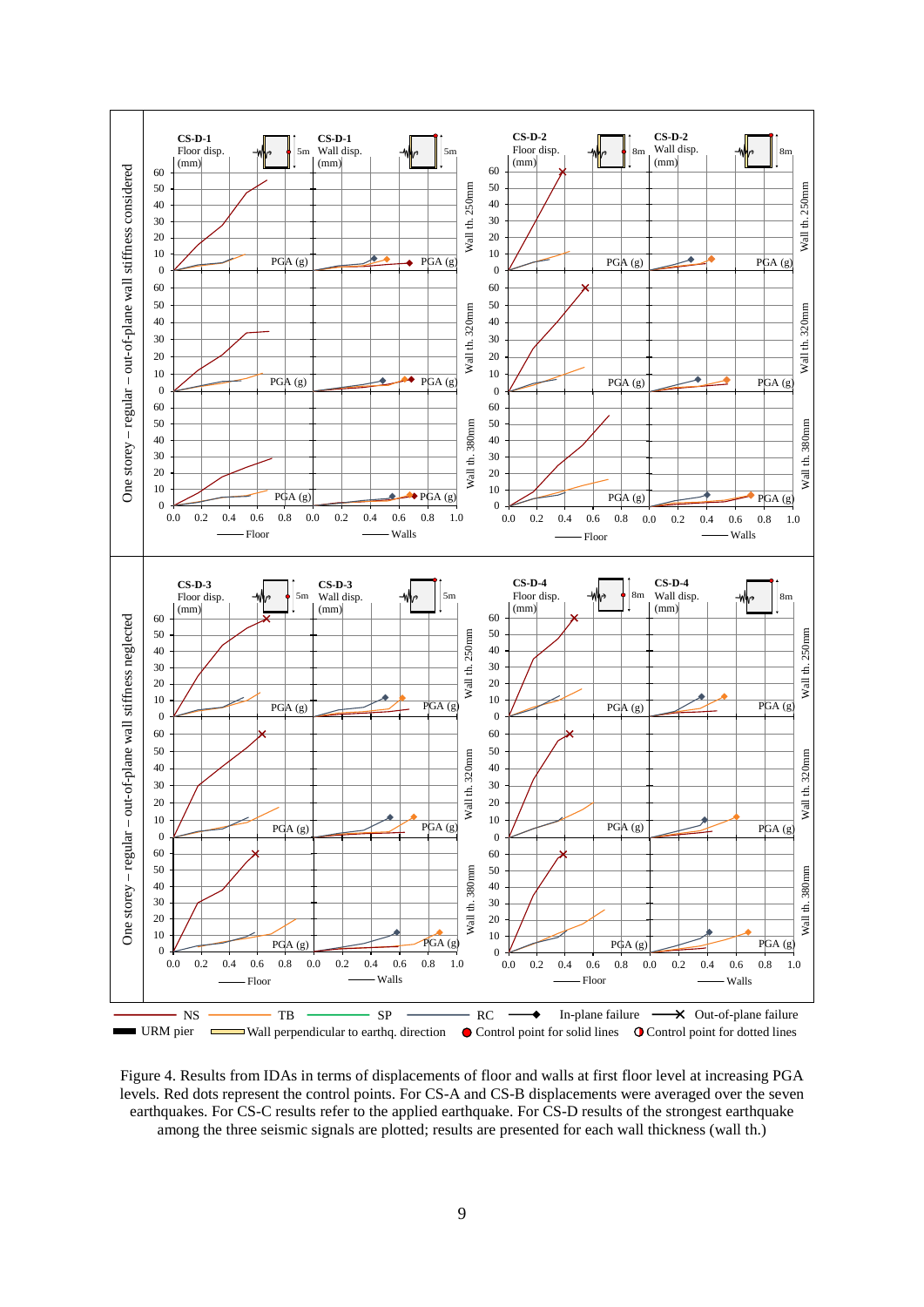Figure 4. Results from IDAs in terms of displacements of floor and walls at first floor level at increasing PGA levels. Red dots represent the control points. For CS-A and CS-B displacements were averaged over the seven earthquakes. For CS-C results refer to the applied earthquake. For CS-D results of the strongest earthquake among the three seismic signals are plotted; results are presented for each wall thickness (wall th.)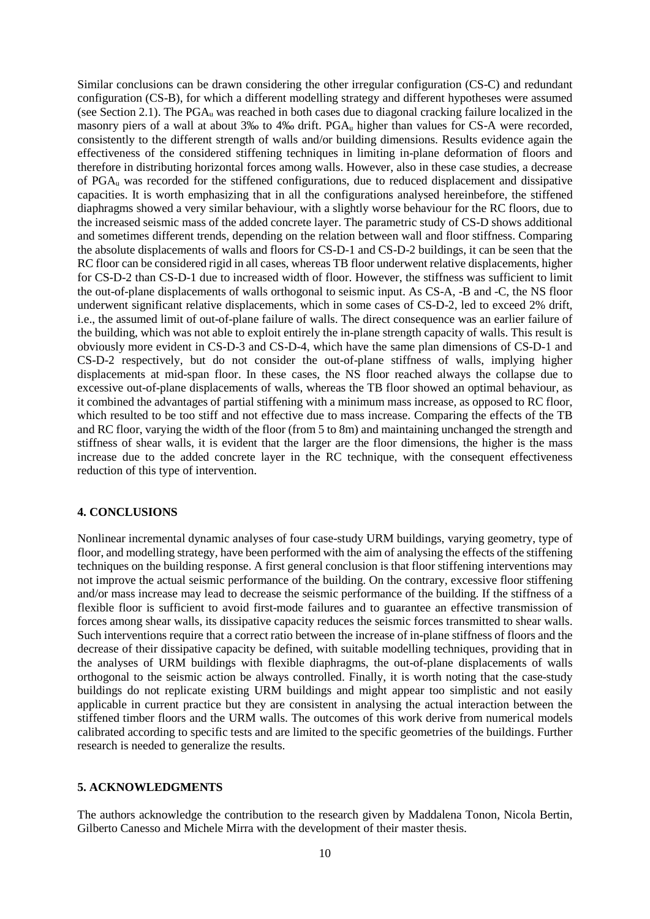Similar conclusions can be drawn considering the other irregular configuration (CS-C) and redundant configuration (CS-B), for which a different modelling strategy and different hypotheses were assumed (see Section 2.1). The $PGA_u$ was reached in both cases due to diagonal cracking failure localized in the masonry piers of a wall at about 3‰ to 4‰ drift. $PGA_u$ higher than values for CS-A were recorded, consistently to the different strength of walls and/or building dimensions. Results evidence again the effectiveness of the considered stiffening techniques in limiting in-plane deformation of floors and therefore in distributing horizontal forces among walls. However, also in these case studies, a decrease of $PGA_u$ was recorded for the stiffened configurations, due to reduced displacement and dissipative capacities. It is worth emphasizing that in all the configurations analysed hereinbefore, the stiffened diaphragms showed a very similar behaviour, with a slightly worse behaviour for the RC floors, due to the increased seismic mass of the added concrete layer. The parametric study of CS-D shows additional and sometimes different trends, depending on the relation between wall and floor stiffness. Comparing the absolute displacements of walls and floors for CS-D-1 and CS-D-2 buildings, it can be seen that the RC floor can be considered rigid in all cases, whereas TB floor underwent relative displacements, higher for CS-D-2 than CS-D-1 due to increased width of floor. However, the stiffness was sufficient to limit the out-of-plane displacements of walls orthogonal to seismic input. As CS-A, -B and -C, the NS floor underwent significant relative displacements, which in some cases of CS-D-2, led to exceed 2% drift, i.e., the assumed limit of out-of-plane failure of walls. The direct consequence was an earlier failure of the building, which was not able to exploit entirely the in-plane strength capacity of walls. This result is obviously more evident in CS-D-3 and CS-D-4, which have the same plan dimensions of CS-D-1 and CS-D-2 respectively, but do not consider the out-of-plane stiffness of walls, implying higher displacements at mid-span floor. In these cases, the NS floor reached always the collapse due to excessive out-of-plane displacements of walls, whereas the TB floor showed an optimal behaviour, as it combined the advantages of partial stiffening with a minimum mass increase, as opposed to RC floor, which resulted to be too stiff and not effective due to mass increase. Comparing the effects of the TB and RC floor, varying the width of the floor (from 5 to 8m) and maintaining unchanged the strength and stiffness of shear walls, it is evident that the larger are the floor dimensions, the higher is the mass increase due to the added concrete layer in the RC technique, with the consequent effectiveness reduction of this type of intervention.

## 4. CONCLUSIONS

Nonlinear incremental dynamic analyses of four case-study URM buildings, varying geometry, type of floor, and modelling strategy, have been performed with the aim of analysing the effects of the stiffening techniques on the building response. A first general conclusion is that floor stiffening interventions may not improve the actual seismic performance of the building. On the contrary, excessive floor stiffening and/or mass increase may lead to decrease the seismic performance of the building. If the stiffness of a flexible floor is sufficient to avoid first-mode failures and to guarantee an effective transmission of forces among shear walls, its dissipative capacity reduces the seismic forces transmitted to shear walls. Such interventions require that a correct ratio between the increase of in-plane stiffness of floors and the decrease of their dissipative capacity be defined, with suitable modelling techniques, providing that in the analyses of URM buildings with flexible diaphragms, the out-of-plane displacements of walls orthogonal to the seismic action be always controlled. Finally, it is worth noting that the case-study buildings do not replicate existing URM buildings and might appear too simplistic and not easily applicable in current practice but they are consistent in analysing the actual interaction between the stiffened timber floors and the URM walls. The outcomes of this work derive from numerical models calibrated according to specific tests and are limited to the specific geometries of the buildings. Further research is needed to generalize the results.

## 5. ACKNOWLEDGMENTS

The authors acknowledge the contribution to the research given by Maddalena Tonon, Nicola Bertin, Gilberto Canesso and Michele Mirra with the development of their master thesis.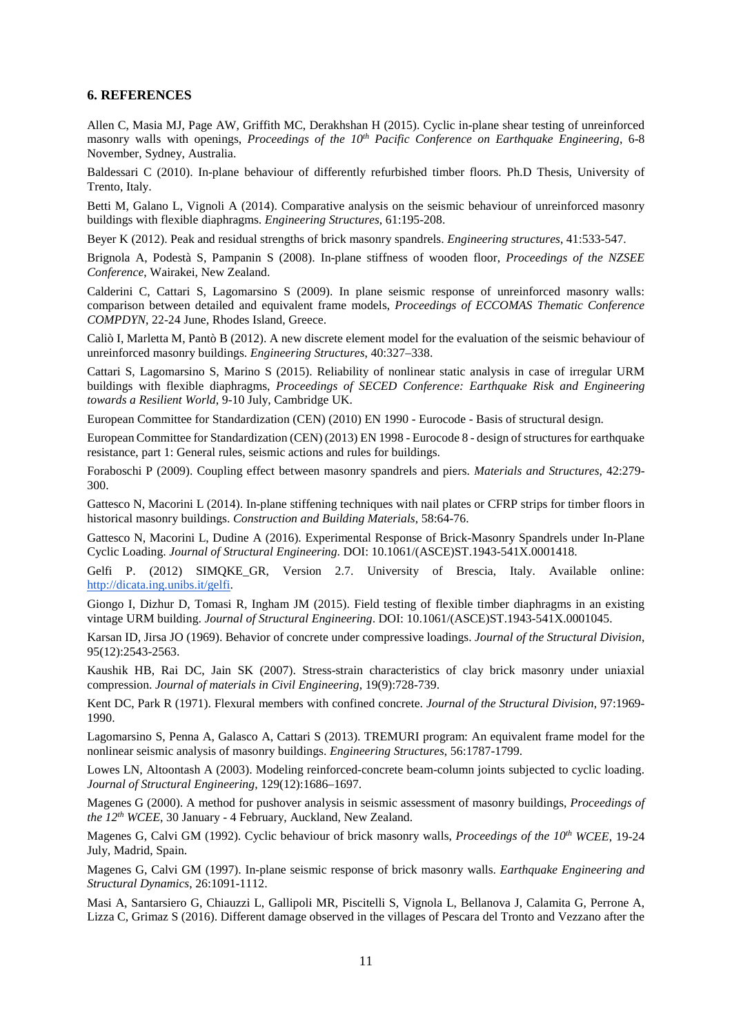## 6. REFERENCES

Allen C, Masia MJ, Page AW, Griffith MC, Derakhshan H (2015). Cyclic in-plane shear testing of unreinforced masonry walls with openings, *Proceedings of the 10th Pacific Conference on Earthquake Engineering*, 6-8 November, Sydney, Australia.

Baldessari C (2010). In-plane behaviour of differently refurbished timber floors. Ph.D Thesis, University of Trento, Italy.

Betti M, Galano L, Vignoli A (2014). Comparative analysis on the seismic behaviour of unreinforced masonry buildings with flexible diaphragms. *Engineering Structures*, 61:195-208.

Beyer K (2012). Peak and residual strengths of brick masonry spandrels. *Engineering structures*, 41:533-547.

Brignola A, Podestà S, Pampanin S (2008). In-plane stiffness of wooden floor, *Proceedings of the NZSEE Conference*, Wairakei, New Zealand.

Calderini C, Cattari S, Lagomarsino S (2009). In plane seismic response of unreinforced masonry walls: comparison between detailed and equivalent frame models, *Proceedings of ECCOMAS Thematic Conference COMPDYN*, 22-24 June, Rhodes Island, Greece.

Caliò I, Marletta M, Pantò B (2012). A new discrete element model for the evaluation of the seismic behaviour of unreinforced masonry buildings. *Engineering Structures*, 40:327–338.

Cattari S, Lagomarsino S, Marino S (2015). Reliability of nonlinear static analysis in case of irregular URM buildings with flexible diaphragms, *Proceedings of SECED Conference: Earthquake Risk and Engineering towards a Resilient World*, 9-10 July, Cambridge UK.

European Committee for Standardization (CEN) (2010) EN 1990 - Eurocode - Basis of structural design.

European Committee for Standardization (CEN) (2013) EN 1998 - Eurocode 8 - design of structures for earthquake resistance, part 1: General rules, seismic actions and rules for buildings.

Foraboschi P (2009). Coupling effect between masonry spandrels and piers. *Materials and Structures*, 42:279-300.

Gattesco N, Macorini L (2014). In-plane stiffening techniques with nail plates or CFRP strips for timber floors in historical masonry buildings. *Construction and Building Materials*, 58:64-76.

Gattesco N, Macorini L, Dudine A (2016). Experimental Response of Brick-Masonry Spandrels under In-Plane Cyclic Loading. *Journal of Structural Engineering*. DOI: 10.1061/(ASCE)ST.1943-541X.0001418.

Gelfi P. (2012) SIMQKE_GR, Version 2.7. University of Brescia, Italy. Available online: http://dicata.ing.unibs.it/gelfi.

Giongo I, Dizhur D, Tomasi R, Ingham JM (2015). Field testing of flexible timber diaphragms in an existing vintage URM building. *Journal of Structural Engineering*. DOI: 10.1061/(ASCE)ST.1943-541X.0001045.

Karsan ID, Jirsa JO (1969). Behavior of concrete under compressive loadings. *Journal of the Structural Division*, 95(12):2543-2563.

Kaushik HB, Rai DC, Jain SK (2007). Stress-strain characteristics of clay brick masonry under uniaxial compression. *Journal of materials in Civil Engineering*, 19(9):728-739.

Kent DC, Park R (1971). Flexural members with confined concrete. *Journal of the Structural Division*, 97:1969-1990.

Lagomarsino S, Penna A, Galasco A, Cattari S (2013). TREMURI program: An equivalent frame model for the nonlinear seismic analysis of masonry buildings. *Engineering Structures*, 56:1787-1799.

Lowes LN, Altoontash A (2003). Modeling reinforced-concrete beam-column joints subjected to cyclic loading. *Journal of Structural Engineering*, 129(12):1686–1697.

Magenes G (2000). A method for pushover analysis in seismic assessment of masonry buildings, *Proceedings of the 12th WCEE*, 30 January - 4 February, Auckland, New Zealand.

Magenes G, Calvi GM (1992). Cyclic behaviour of brick masonry walls, *Proceedings of the 10th WCEE*, 19-24 July, Madrid, Spain.

Magenes G, Calvi GM (1997). In-plane seismic response of brick masonry walls. *Earthquake Engineering and Structural Dynamics*, 26:1091-1112.

Masi A, Santarsiero G, Chiauzzi L, Gallipoli MR, Piscitelli S, Vignola L, Bellanova J, Calamita G, Perrone A, Lizza C, Grimaz S (2016). Different damage observed in the villages of Pescara del Tronto and Vezzano after the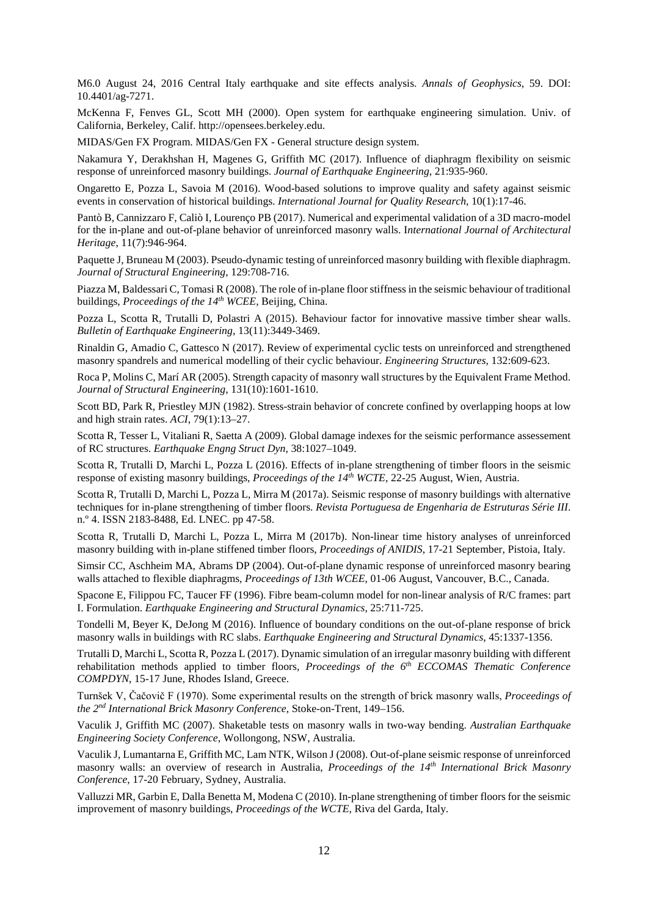M6.0 August 24, 2016 Central Italy earthquake and site effects analysis. *Annals of Geophysics*, 59. DOI: 10.4401/ag-7271.

McKenna F, Fenves GL, Scott MH (2000). Open system for earthquake engineering simulation. Univ. of California, Berkeley, Calif. http://opensees.berkeley.edu.

MIDAS/Gen FX Program. MIDAS/Gen FX - General structure design system.

Nakamura Y, Derakhshan H, Magenes G, Griffith MC (2017). Influence of diaphragm flexibility on seismic response of unreinforced masonry buildings. *Journal of Earthquake Engineering*, 21:935-960.

Ongaretto E, Pozza L, Savoia M (2016). Wood-based solutions to improve quality and safety against seismic events in conservation of historical buildings. *International Journal for Quality Research*, 10(1):17-46.

Pantò B, Cannizzaro F, Caliò I, Lourenço PB (2017). Numerical and experimental validation of a 3D macro-model for the in-plane and out-of-plane behavior of unreinforced masonry walls. *International Journal of Architectural Heritage*, 11(7):946-964.

Paquette J, Bruneau M (2003). Pseudo-dynamic testing of unreinforced masonry building with flexible diaphragm. *Journal of Structural Engineering*, 129:708-716.

Piazza M, Baldessari C, Tomasi R (2008). The role of in-plane floor stiffness in the seismic behaviour of traditional buildings, *Proceedings of the 14th WCEE*, Beijing, China.

Pozza L, Scotta R, Trutalli D, Polastri A (2015). Behaviour factor for innovative massive timber shear walls. *Bulletin of Earthquake Engineering*, 13(11):3449-3469.

Rinaldin G, Amadio C, Gattesco N (2017). Review of experimental cyclic tests on unreinforced and strengthened masonry spandrels and numerical modelling of their cyclic behaviour. *Engineering Structures*, 132:609-623.

Roca P, Molins C, Marí AR (2005). Strength capacity of masonry wall structures by the Equivalent Frame Method. *Journal of Structural Engineering*, 131(10):1601-1610.

Scott BD, Park R, Priestley MJN (1982). Stress-strain behavior of concrete confined by overlapping hoops at low and high strain rates. *ACI*, 79(1):13–27.

Scotta R, Tesser L, Vitaliani R, Saetta A (2009). Global damage indexes for the seismic performance assessement of RC structures. *Earthquake Engng Struct Dyn*, 38:1027–1049.

Scotta R, Trutalli D, Marchi L, Pozza L (2016). Effects of in-plane strengthening of timber floors in the seismic response of existing masonry buildings, *Proceedings of the 14th WCTE*, 22-25 August, Wien, Austria.

Scotta R, Trutalli D, Marchi L, Pozza L, Mirra M (2017a). Seismic response of masonry buildings with alternative techniques for in-plane strengthening of timber floors. *Revista Portuguesa de Engenharia de Estruturas Série III*. n.º 4. ISSN 2183-8488, Ed. LNEC. pp 47-58.

Scotta R, Trutalli D, Marchi L, Pozza L, Mirra M (2017b). Non-linear time history analyses of unreinforced masonry building with in-plane stiffened timber floors, *Proceedings of ANIDIS*, 17-21 September, Pistoia, Italy.

Simsir CC, Aschheim MA, Abrams DP (2004). Out-of-plane dynamic response of unreinforced masonry bearing walls attached to flexible diaphragms, *Proceedings of 13th WCEE*, 01-06 August, Vancouver, B.C., Canada.

Spacone E, Filippou FC, Taucer FF (1996). Fibre beam-column model for non-linear analysis of R/C frames: part I. Formulation. *Earthquake Engineering and Structural Dynamics*, 25:711-725.

Tondelli M, Beyer K, DeJong M (2016). Influence of boundary conditions on the out-of-plane response of brick masonry walls in buildings with RC slabs. *Earthquake Engineering and Structural Dynamics*, 45:1337-1356.

Trutalli D, Marchi L, Scotta R, Pozza L (2017). Dynamic simulation of an irregular masonry building with different rehabilitation methods applied to timber floors, *Proceedings of the 6th ECCOMAS Thematic Conference COMPDYN*, 15-17 June, Rhodes Island, Greece.

Turnšek V, Čačovič F (1970). Some experimental results on the strength of brick masonry walls, *Proceedings of the 2nd International Brick Masonry Conference*, Stoke-on-Trent, 149–156.

Vaculik J, Griffith MC (2007). Shaketable tests on masonry walls in two-way bending. *Australian Earthquake Engineering Society Conference*, Wollongong, NSW, Australia.

Vaculik J, Lumantarna E, Griffith MC, Lam NTK, Wilson J (2008). Out-of-plane seismic response of unreinforced masonry walls: an overview of research in Australia, *Proceedings of the 14th International Brick Masonry Conference*, 17-20 February, Sydney, Australia.

Valluzzi MR, Garbin E, Dalla Benetta M, Modena C (2010). In-plane strengthening of timber floors for the seismic improvement of masonry buildings, *Proceedings of the WCTE*, Riva del Garda, Italy.